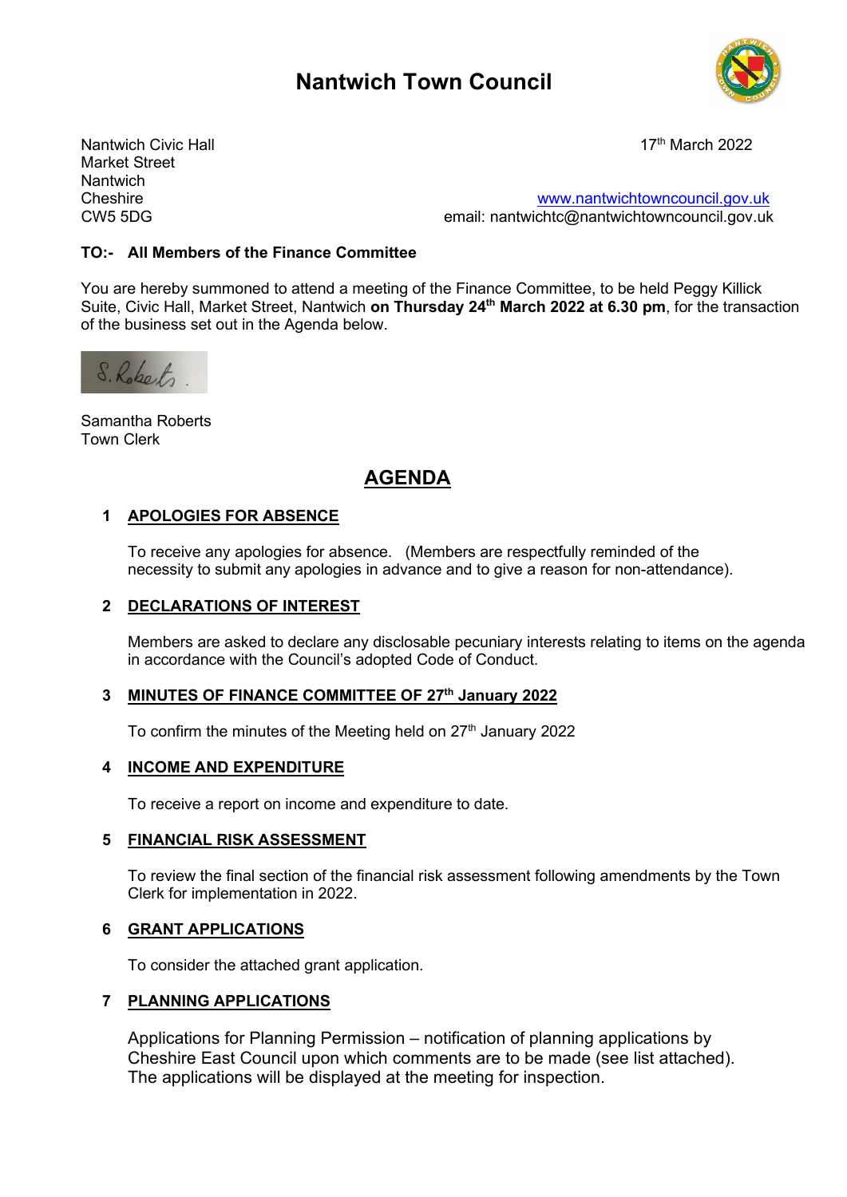# Nantwich Town Council

Nantwich Civic Hall
Market Street
Nantwich
Cheshire
CW5 5DG

17th March 2022

www.nantwichtowncouncil.gov.uk
email: nantwichtc@nantwichtowncouncil.gov.uk

**TO:- All Members of the Finance Committee**

You are hereby summoned to attend a meeting of the Finance Committee, to be held Peggy Killick Suite, Civic Hall, Market Street, Nantwich **on Thursday 24th March 2022 at 6.30 pm**, for the transaction of the business set out in the Agenda below.

S.Roberts.

Samantha Roberts
Town Clerk

## AGENDA

**1 APOLOGIES FOR ABSENCE**

To receive any apologies for absence. (Members are respectfully reminded of the necessity to submit any apologies in advance and to give a reason for non-attendance).

**2 DECLARATIONS OF INTEREST**

Members are asked to declare any disclosable pecuniary interests relating to items on the agenda in accordance with the Council's adopted Code of Conduct.

**3 MINUTES OF FINANCE COMMITTEE OF 27th January 2022**

To confirm the minutes of the Meeting held on 27th January 2022

**4 INCOME AND EXPENDITURE**

To receive a report on income and expenditure to date.

**5 FINANCIAL RISK ASSESSMENT**

To review the final section of the financial risk assessment following amendments by the Town Clerk for implementation in 2022.

**6 GRANT APPLICATIONS**

To consider the attached grant application.

**7 PLANNING APPLICATIONS**

Applications for Planning Permission – notification of planning applications by Cheshire East Council upon which comments are to be made (see list attached). The applications will be displayed at the meeting for inspection.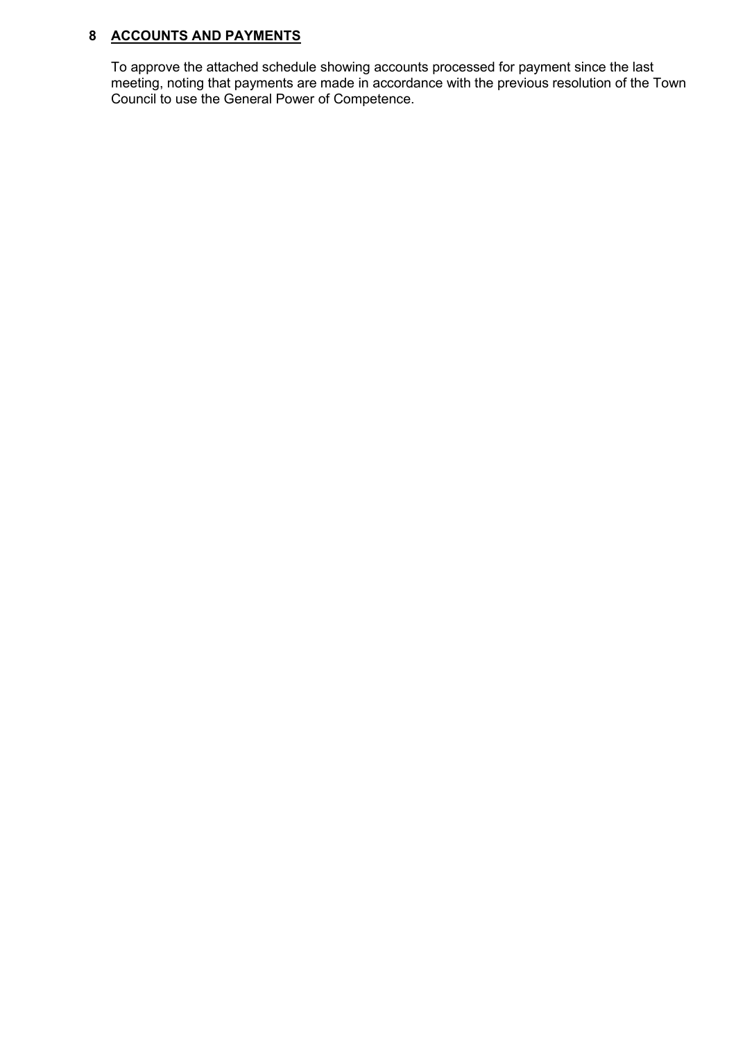## 8 ACCOUNTS AND PAYMENTS

To approve the attached schedule showing accounts processed for payment since the last meeting, noting that payments are made in accordance with the previous resolution of the Town Council to use the General Power of Competence.